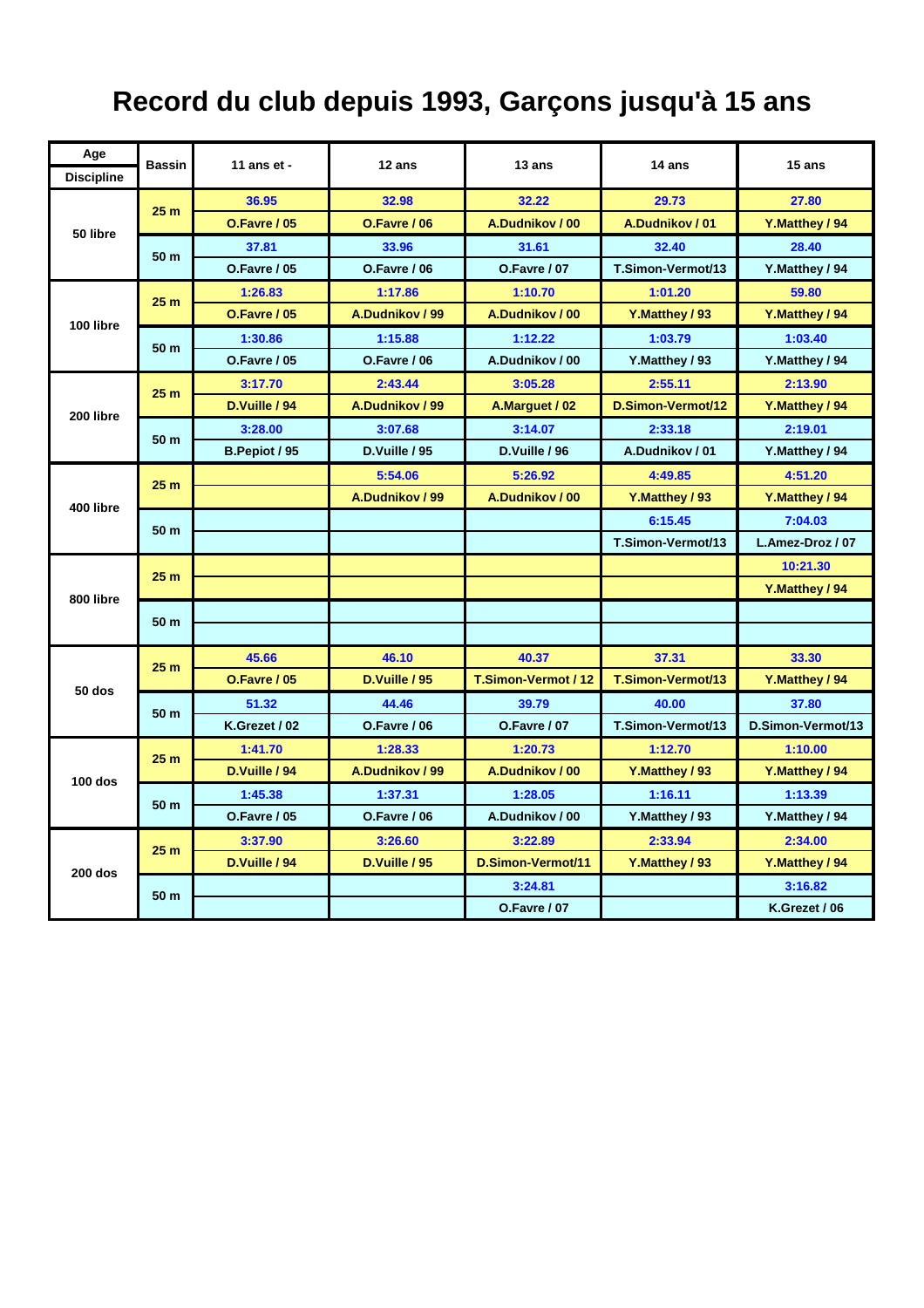# Record du club depuis 1993, Garçons jusqu'à 15 ans

| Age / Discipline | Bassin | 11 ans et - | 12 ans | 13 ans | 14 ans | 15 ans |
|---|---|---|---|---|---|---|
| 50 libre | 25 m | 36.95 | 32.98 | 32.22 | 29.73 | 27.80 |
| | | O.Favre / 05 | O.Favre / 06 | A.Dudnikov / 00 | A.Dudnikov / 01 | Y.Matthey / 94 |
| | 50 m | 37.81 | 33.96 | 31.61 | 32.40 | 28.40 |
| | | O.Favre / 05 | O.Favre / 06 | O.Favre / 07 | T.Simon-Vermot/13 | Y.Matthey / 94 |
| 100 libre | 25 m | 1:26.83 | 1:17.86 | 1:10.70 | 1:01.20 | 59.80 |
| | | O.Favre / 05 | A.Dudnikov / 99 | A.Dudnikov / 00 | Y.Matthey / 93 | Y.Matthey / 94 |
| | 50 m | 1:30.86 | 1:15.88 | 1:12.22 | 1:03.79 | 1:03.40 |
| | | O.Favre / 05 | O.Favre / 06 | A.Dudnikov / 00 | Y.Matthey / 93 | Y.Matthey / 94 |
| 200 libre | 25 m | 3:17.70 | 2:43.44 | 3:05.28 | 2:55.11 | 2:13.90 |
| | | D.Vuille / 94 | A.Dudnikov / 99 | A.Marguet / 02 | D.Simon-Vermot/12 | Y.Matthey / 94 |
| | 50 m | 3:28.00 | 3:07.68 | 3:14.07 | 2:33.18 | 2:19.01 |
| | | B.Pepiot / 95 | D.Vuille / 95 | D.Vuille / 96 | A.Dudnikov / 01 | Y.Matthey / 94 |
| 400 libre | 25 m | | 5:54.06 | 5:26.92 | 4:49.85 | 4:51.20 |
| | | | A.Dudnikov / 99 | A.Dudnikov / 00 | Y.Matthey / 93 | Y.Matthey / 94 |
| | 50 m | | | | 6:15.45 | 7:04.03 |
| | | | | | T.Simon-Vermot/13 | L.Amez-Droz / 07 |
| 800 libre | 25 m | | | | | 10:21.30 |
| | | | | | | Y.Matthey / 94 |
| | 50 m | | | | | |
| | | | | | | |
| 50 dos | 25 m | 45.66 | 46.10 | 40.37 | 37.31 | 33.30 |
| | | O.Favre / 05 | D.Vuille / 95 | T.Simon-Vermot / 12 | T.Simon-Vermot/13 | Y.Matthey / 94 |
| | 50 m | 51.32 | 44.46 | 39.79 | 40.00 | 37.80 |
| | | K.Grezet / 02 | O.Favre / 06 | O.Favre / 07 | T.Simon-Vermot/13 | D.Simon-Vermot/13 |
| 100 dos | 25 m | 1:41.70 | 1:28.33 | 1:20.73 | 1:12.70 | 1:10.00 |
| | | D.Vuille / 94 | A.Dudnikov / 99 | A.Dudnikov / 00 | Y.Matthey / 93 | Y.Matthey / 94 |
| | 50 m | 1:45.38 | 1:37.31 | 1:28.05 | 1:16.11 | 1:13.39 |
| | | O.Favre / 05 | O.Favre / 06 | A.Dudnikov / 00 | Y.Matthey / 93 | Y.Matthey / 94 |
| 200 dos | 25 m | 3:37.90 | 3:26.60 | 3:22.89 | 2:33.94 | 2:34.00 |
| | | D.Vuille / 94 | D.Vuille / 95 | D.Simon-Vermot/11 | Y.Matthey / 93 | Y.Matthey / 94 |
| | 50 m | | | 3:24.81 | | 3:16.82 |
| | | | | O.Favre / 07 | | K.Grezet / 06 |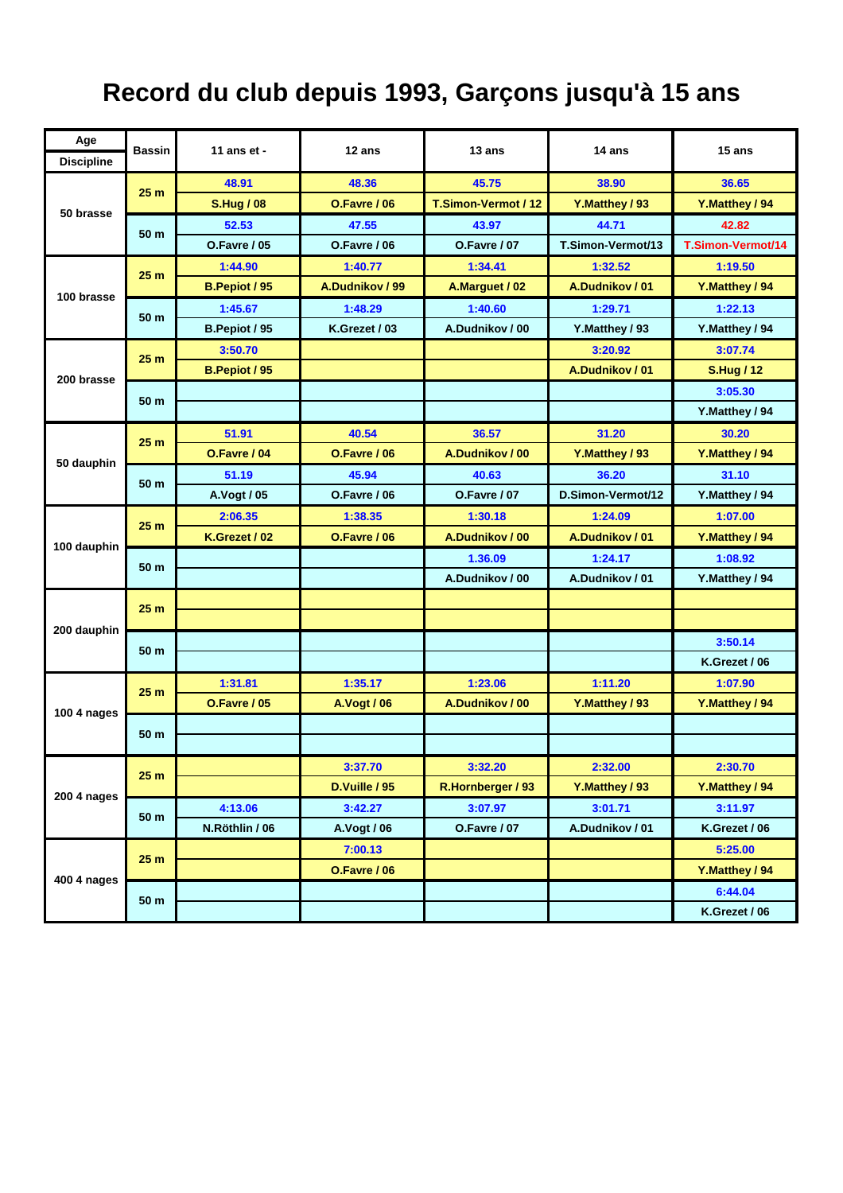# Record du club depuis 1993, Garçons jusqu'à 15 ans

| Age / Discipline | Bassin | 11 ans et - | 12 ans | 13 ans | 14 ans | 15 ans |
|---|---|---|---|---|---|---|
| 50 brasse | 25 m | 48.91 | 48.36 | 45.75 | 38.90 | 36.65 |
| | | S.Hug / 08 | O.Favre / 06 | T.Simon-Vermot / 12 | Y.Matthey / 93 | Y.Matthey / 94 |
| | 50 m | 52.53 | 47.55 | 43.97 | 44.71 | 42.82 |
| | | O.Favre / 05 | O.Favre / 06 | O.Favre / 07 | T.Simon-Vermot/13 | T.Simon-Vermot/14 |
| 100 brasse | 25 m | 1:44.90 | 1:40.77 | 1:34.41 | 1:32.52 | 1:19.50 |
| | | B.Pepiot / 95 | A.Dudnikov / 99 | A.Marguet / 02 | A.Dudnikov / 01 | Y.Matthey / 94 |
| | 50 m | 1:45.67 | 1:48.29 | 1:40.60 | 1:29.71 | 1:22.13 |
| | | B.Pepiot / 95 | K.Grezet / 03 | A.Dudnikov / 00 | Y.Matthey / 93 | Y.Matthey / 94 |
| 200 brasse | 25 m | 3:50.70 | | | 3:20.92 | 3:07.74 |
| | | B.Pepiot / 95 | | | A.Dudnikov / 01 | S.Hug / 12 |
| | 50 m | | | | | 3:05.30 |
| | | | | | | Y.Matthey / 94 |
| 50 dauphin | 25 m | 51.91 | 40.54 | 36.57 | 31.20 | 30.20 |
| | | O.Favre / 04 | O.Favre / 06 | A.Dudnikov / 00 | Y.Matthey / 93 | Y.Matthey / 94 |
| | 50 m | 51.19 | 45.94 | 40.63 | 36.20 | 31.10 |
| | | A.Vogt / 05 | O.Favre / 06 | O.Favre / 07 | D.Simon-Vermot/12 | Y.Matthey / 94 |
| 100 dauphin | 25 m | 2:06.35 | 1:38.35 | 1:30.18 | 1:24.09 | 1:07.00 |
| | | K.Grezet / 02 | O.Favre / 06 | A.Dudnikov / 00 | A.Dudnikov / 01 | Y.Matthey / 94 |
| | 50 m | | | 1.36.09 | 1:24.17 | 1:08.92 |
| | | | | A.Dudnikov / 00 | A.Dudnikov / 01 | Y.Matthey / 94 |
| 200 dauphin | 25 m | | | | | |
| | | | | | | |
| | 50 m | | | | | 3:50.14 |
| | | | | | | K.Grezet / 06 |
| 100 4 nages | 25 m | 1:31.81 | 1:35.17 | 1:23.06 | 1:11.20 | 1:07.90 |
| | | O.Favre / 05 | A.Vogt / 06 | A.Dudnikov / 00 | Y.Matthey / 93 | Y.Matthey / 94 |
| | 50 m | | | | | |
| | | | | | | |
| 200 4 nages | 25 m | | 3:37.70 | 3:32.20 | 2:32.00 | 2:30.70 |
| | | | D.Vuille / 95 | R.Hornberger / 93 | Y.Matthey / 93 | Y.Matthey / 94 |
| | 50 m | 4:13.06 | 3:42.27 | 3:07.97 | 3:01.71 | 3:11.97 |
| | | N.Röthlin / 06 | A.Vogt / 06 | O.Favre / 07 | A.Dudnikov / 01 | K.Grezet / 06 |
| 400 4 nages | 25 m | | 7:00.13 | | | 5:25.00 |
| | | | O.Favre / 06 | | | Y.Matthey / 94 |
| | 50 m | | | | | 6:44.04 |
| | | | | | | K.Grezet / 06 |